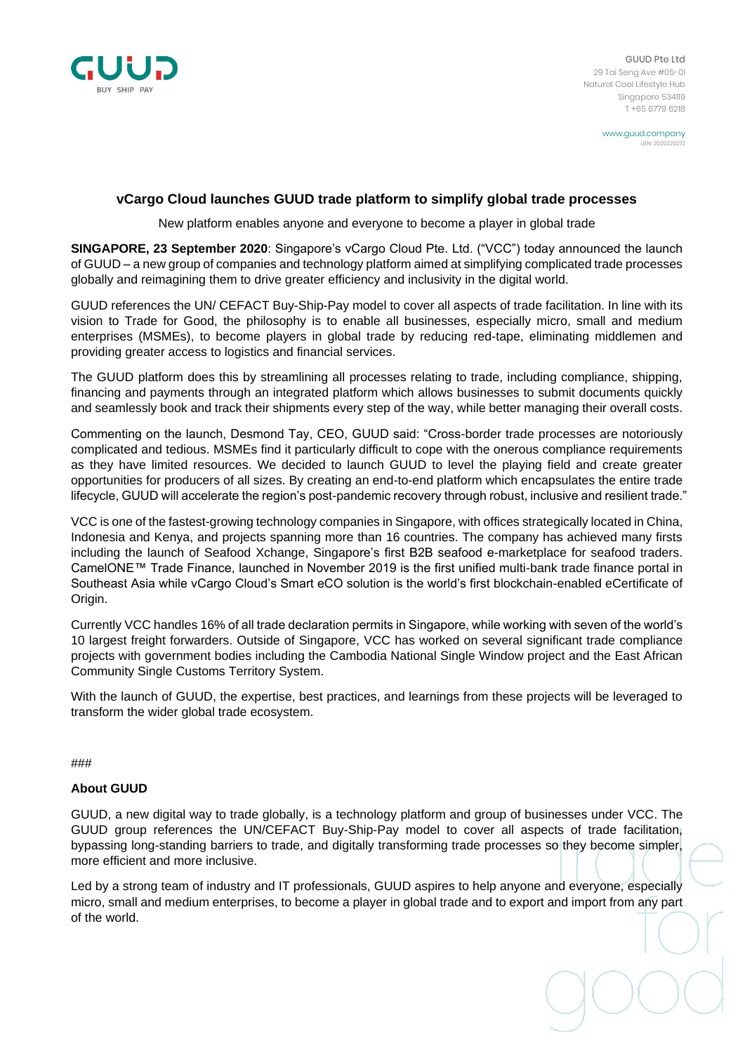GUUD Pte Ltd
29 Tai Seng Ave #05-01
Natural Cool Lifestyle Hub
Singapore 534119
T +65 6779 6218

www.guud.company
UEN: 202022027Z

## vCargo Cloud launches GUUD trade platform to simplify global trade processes

New platform enables anyone and everyone to become a player in global trade

**SINGAPORE, 23 September 2020**: Singapore's vCargo Cloud Pte. Ltd. ("VCC") today announced the launch of GUUD – a new group of companies and technology platform aimed at simplifying complicated trade processes globally and reimagining them to drive greater efficiency and inclusivity in the digital world.

GUUD references the UN/ CEFACT Buy-Ship-Pay model to cover all aspects of trade facilitation. In line with its vision to Trade for Good, the philosophy is to enable all businesses, especially micro, small and medium enterprises (MSMEs), to become players in global trade by reducing red-tape, eliminating middlemen and providing greater access to logistics and financial services.

The GUUD platform does this by streamlining all processes relating to trade, including compliance, shipping, financing and payments through an integrated platform which allows businesses to submit documents quickly and seamlessly book and track their shipments every step of the way, while better managing their overall costs.

Commenting on the launch, Desmond Tay, CEO, GUUD said: "Cross-border trade processes are notoriously complicated and tedious. MSMEs find it particularly difficult to cope with the onerous compliance requirements as they have limited resources. We decided to launch GUUD to level the playing field and create greater opportunities for producers of all sizes. By creating an end-to-end platform which encapsulates the entire trade lifecycle, GUUD will accelerate the region's post-pandemic recovery through robust, inclusive and resilient trade."

VCC is one of the fastest-growing technology companies in Singapore, with offices strategically located in China, Indonesia and Kenya, and projects spanning more than 16 countries. The company has achieved many firsts including the launch of Seafood Xchange, Singapore's first B2B seafood e-marketplace for seafood traders. CamelONE™ Trade Finance, launched in November 2019 is the first unified multi-bank trade finance portal in Southeast Asia while vCargo Cloud's Smart eCO solution is the world's first blockchain-enabled eCertificate of Origin.

Currently VCC handles 16% of all trade declaration permits in Singapore, while working with seven of the world's 10 largest freight forwarders. Outside of Singapore, VCC has worked on several significant trade compliance projects with government bodies including the Cambodia National Single Window project and the East African Community Single Customs Territory System.

With the launch of GUUD, the expertise, best practices, and learnings from these projects will be leveraged to transform the wider global trade ecosystem.

###

### About GUUD

GUUD, a new digital way to trade globally, is a technology platform and group of businesses under VCC. The GUUD group references the UN/CEFACT Buy-Ship-Pay model to cover all aspects of trade facilitation, bypassing long-standing barriers to trade, and digitally transforming trade processes so they become simpler, more efficient and more inclusive.

Led by a strong team of industry and IT professionals, GUUD aspires to help anyone and everyone, especially micro, small and medium enterprises, to become a player in global trade and to export and import from any part of the world.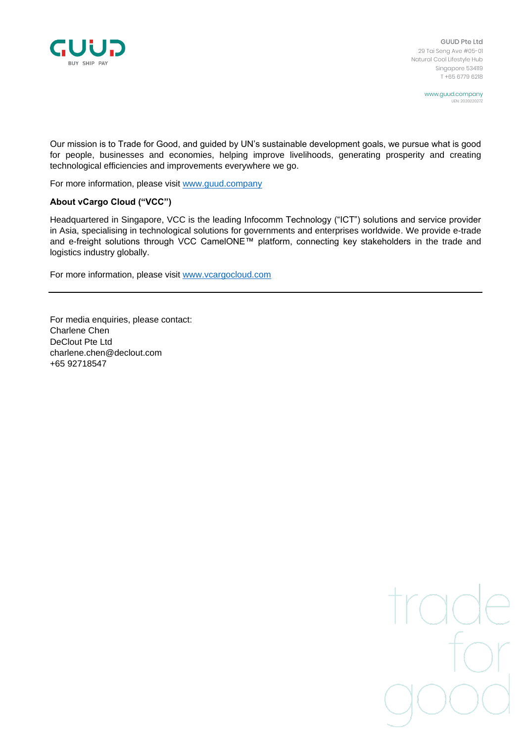Our mission is to Trade for Good, and guided by UN's sustainable development goals, we pursue what is good for people, businesses and economies, helping improve livelihoods, generating prosperity and creating technological efficiencies and improvements everywhere we go.

For more information, please visit www.guud.company

**About vCargo Cloud ("VCC")**

Headquartered in Singapore, VCC is the leading Infocomm Technology ("ICT") solutions and service provider in Asia, specialising in technological solutions for governments and enterprises worldwide. We provide e-trade and e-freight solutions through VCC CamelONE™ platform, connecting key stakeholders in the trade and logistics industry globally.

For more information, please visit www.vcargocloud.com

---

For media enquiries, please contact:
Charlene Chen
DeClout Pte Ltd
charlene.chen@declout.com
+65 92718547